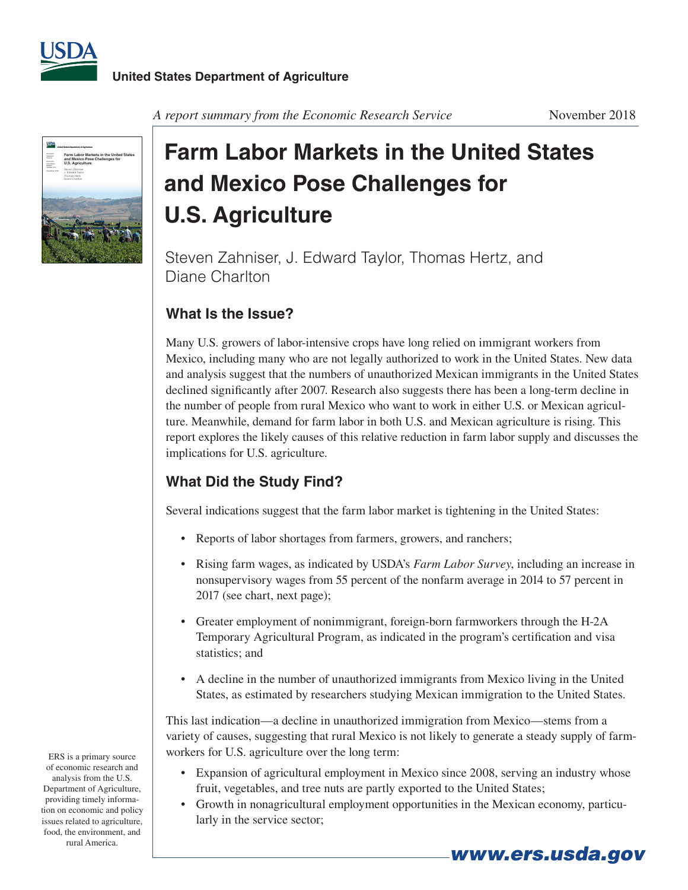USDA

United States Department of Agriculture

*A report summary from the Economic Research Service*

November 2018

# Farm Labor Markets in the United States and Mexico Pose Challenges for U.S. Agriculture

Steven Zahniser, J. Edward Taylor, Thomas Hertz, and Diane Charlton

## What Is the Issue?

Many U.S. growers of labor-intensive crops have long relied on immigrant workers from Mexico, including many who are not legally authorized to work in the United States. New data and analysis suggest that the numbers of unauthorized Mexican immigrants in the United States declined significantly after 2007. Research also suggests there has been a long-term decline in the number of people from rural Mexico who want to work in either U.S. or Mexican agriculture. Meanwhile, demand for farm labor in both U.S. and Mexican agriculture is rising. This report explores the likely causes of this relative reduction in farm labor supply and discusses the implications for U.S. agriculture.

## What Did the Study Find?

Several indications suggest that the farm labor market is tightening in the United States:

- Reports of labor shortages from farmers, growers, and ranchers;
- Rising farm wages, as indicated by USDA's *Farm Labor Survey*, including an increase in nonsupervisory wages from 55 percent of the nonfarm average in 2014 to 57 percent in 2017 (see chart, next page);
- Greater employment of nonimmigrant, foreign-born farmworkers through the H-2A Temporary Agricultural Program, as indicated in the program's certification and visa statistics; and
- A decline in the number of unauthorized immigrants from Mexico living in the United States, as estimated by researchers studying Mexican immigration to the United States.

This last indication—a decline in unauthorized immigration from Mexico—stems from a variety of causes, suggesting that rural Mexico is not likely to generate a steady supply of farmworkers for U.S. agriculture over the long term:

- Expansion of agricultural employment in Mexico since 2008, serving an industry whose fruit, vegetables, and tree nuts are partly exported to the United States;
- Growth in nonagricultural employment opportunities in the Mexican economy, particularly in the service sector;

ERS is a primary source of economic research and analysis from the U.S. Department of Agriculture, providing timely information on economic and policy issues related to agriculture, food, the environment, and rural America.

www.ers.usda.gov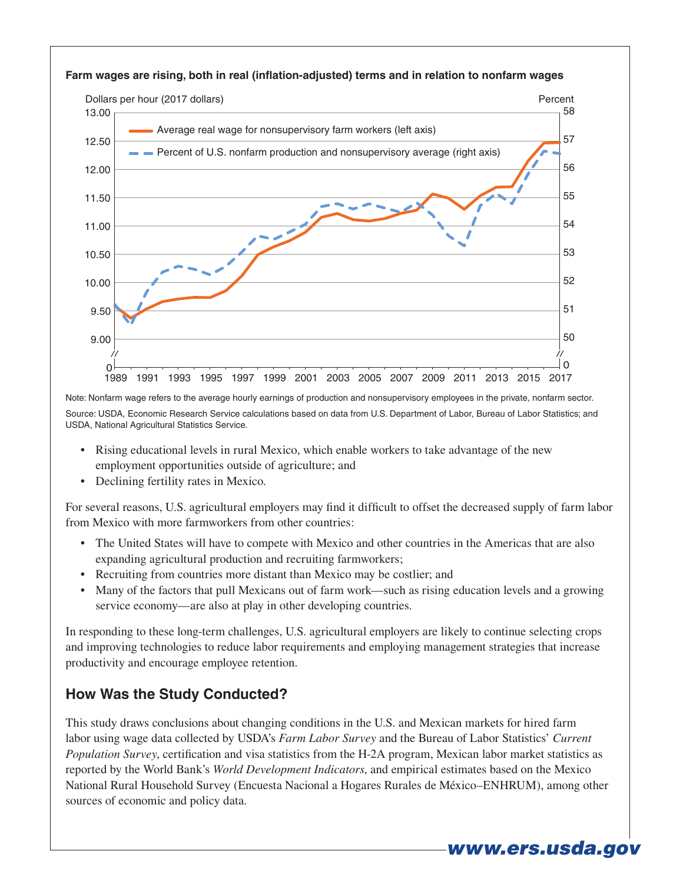**Farm wages are rising, both in real (inflation-adjusted) terms and in relation to nonfarm wages**

Dollars per hour (2017 dollars)

Percent

13.00
12.50
12.00
11.50
11.00
10.50
10.00
9.50
9.00
0

58
57
56
55
54
53
52
51
50
0

Average real wage for nonsupervisory farm workers (left axis)

Percent of U.S. nonfarm production and nonsupervisory average (right axis)

1989 1991 1993 1995 1997 1999 2001 2003 2005 2007 2009 2011 2013 2015 2017

Note: Nonfarm wage refers to the average hourly earnings of production and nonsupervisory employees in the private, nonfarm sector.

Source: USDA, Economic Research Service calculations based on data from U.S. Department of Labor, Bureau of Labor Statistics; and USDA, National Agricultural Statistics Service.

- Rising educational levels in rural Mexico, which enable workers to take advantage of the new employment opportunities outside of agriculture; and
- Declining fertility rates in Mexico.

For several reasons, U.S. agricultural employers may find it difficult to offset the decreased supply of farm labor from Mexico with more farmworkers from other countries:

- The United States will have to compete with Mexico and other countries in the Americas that are also expanding agricultural production and recruiting farmworkers;
- Recruiting from countries more distant than Mexico may be costlier; and
- Many of the factors that pull Mexicans out of farm work—such as rising education levels and a growing service economy—are also at play in other developing countries.

In responding to these long-term challenges, U.S. agricultural employers are likely to continue selecting crops and improving technologies to reduce labor requirements and employing management strategies that increase productivity and encourage employee retention.

## How Was the Study Conducted?

This study draws conclusions about changing conditions in the U.S. and Mexican markets for hired farm labor using wage data collected by USDA's *Farm Labor Survey* and the Bureau of Labor Statistics' *Current Population Survey*, certification and visa statistics from the H-2A program, Mexican labor market statistics as reported by the World Bank's *World Development Indicators*, and empirical estimates based on the Mexico National Rural Household Survey (Encuesta Nacional a Hogares Rurales de México–ENHRUM), among other sources of economic and policy data.